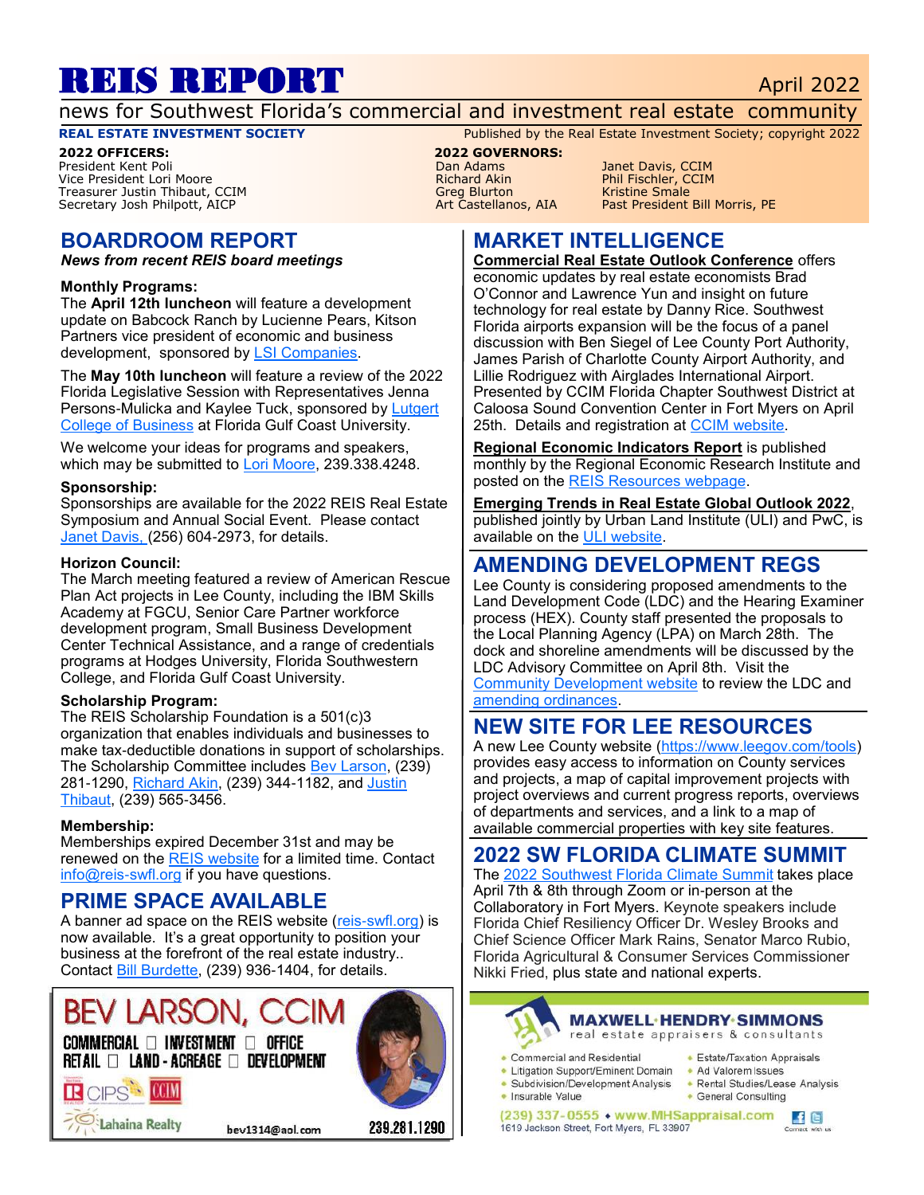# REIS REPORT

April 2022

news for Southwest Florida's commercial and investment real estate community

**REAL ESTATE INVESTMENT SOCIETY**

Published by the Real Estate Investment Society; copyright 2022

**2022 OFFICERS:**
President Kent Poli
Vice President Lori Moore
Treasurer Justin Thibault, CCIM
Secretary Josh Philpott, AICP

**2022 GOVERNORS:**
Dan Adams
Richard Akin
Greg Blurton
Art Castellanos, AIA
Janet Davis, CCIM
Phil Fischler, CCIM
Kristine Smale
Past President Bill Morris, PE

## BOARDROOM REPORT

***News from recent REIS board meetings***

**Monthly Programs:**

The **April 12th luncheon** will feature a development update on Babcock Ranch by Lucienne Pears, Kitson Partners vice president of economic and business development, sponsored by LSI Companies.

The **May 10th luncheon** will feature a review of the 2022 Florida Legislative Session with Representatives Jenna Persons-Mulicka and Kaylee Tuck, sponsored by Lutgert College of Business at Florida Gulf Coast University.

We welcome your ideas for programs and speakers, which may be submitted to Lori Moore, 239.338.4248.

**Sponsorship:**

Sponsorships are available for the 2022 REIS Real Estate Symposium and Annual Social Event. Please contact Janet Davis, (256) 604-2973, for details.

**Horizon Council:**

The March meeting featured a review of American Rescue Plan Act projects in Lee County, including the IBM Skills Academy at FGCU, Senior Care Partner workforce development program, Small Business Development Center Technical Assistance, and a range of credentials programs at Hodges University, Florida Southwestern College, and Florida Gulf Coast University.

**Scholarship Program:**

The REIS Scholarship Foundation is a 501(c)3 organization that enables individuals and businesses to make tax-deductible donations in support of scholarships. The Scholarship Committee includes Bev Larson, (239) 281-1290, Richard Akin, (239) 344-1182, and Justin Thibault, (239) 565-3456.

**Membership:**

Memberships expired December 31st and may be renewed on the REIS website for a limited time. Contact info@reis-swfl.org if you have questions.

## PRIME SPACE AVAILABLE

A banner ad space on the REIS website (reis-swfl.org) is now available. It's a great opportunity to position your business at the forefront of the real estate industry.. Contact Bill Burdette, (239) 936-1404, for details.

BEV LARSON, CCIM
COMMERCIAL □ INVESTMENT □ OFFICE
RETAIL □ LAND - ACREAGE □ DEVELOPMENT
CIPS CCIM
Lahaina Realty
bev1314@aol.com 239.281.1290

## MARKET INTELLIGENCE

**Commercial Real Estate Outlook Conference** offers economic updates by real estate economists Brad O'Connor and Lawrence Yun and insight on future technology for real estate by Danny Rice. Southwest Florida airports expansion will be the focus of a panel discussion with Ben Siegel of Lee County Port Authority, James Parish of Charlotte County Airport Authority, and Lillie Rodriguez with Airglades International Airport. Presented by CCIM Florida Chapter Southwest District at Caloosa Sound Convention Center in Fort Myers on April 25th. Details and registration at CCIM website.

**Regional Economic Indicators Report** is published monthly by the Regional Economic Research Institute and posted on the REIS Resources webpage.

**Emerging Trends in Real Estate Global Outlook 2022**, published jointly by Urban Land Institute (ULI) and PwC, is available on the ULI website.

## AMENDING DEVELOPMENT REGS

Lee County is considering proposed amendments to the Land Development Code (LDC) and the Hearing Examiner process (HEX). County staff presented the proposals to the Local Planning Agency (LPA) on March 28th. The dock and shoreline amendments will be discussed by the LDC Advisory Committee on April 8th. Visit the Community Development website to review the LDC and amending ordinances.

## NEW SITE FOR LEE RESOURCES

A new Lee County website (https://www.leegov.com/tools) provides easy access to information on County services and projects, a map of capital improvement projects with project overviews and current progress reports, overviews of departments and services, and a link to a map of available commercial properties with key site features.

## 2022 SW FLORIDA CLIMATE SUMMIT

The 2022 Southwest Florida Climate Summit takes place April 7th & 8th through Zoom or in-person at the Collaboratory in Fort Myers. Keynote speakers include Florida Chief Resiliency Officer Dr. Wesley Brooks and Chief Science Officer Mark Rains, Senator Marco Rubio, Florida Agricultural & Consumer Services Commissioner Nikki Fried, plus state and national experts.

MAXWELL·HENDRY·SIMMONS
real estate appraisers & consultants

- Commercial and Residential
- Litigation Support/Eminent Domain
- Subdivision/Development Analysis
- Insurable Value
- Estate/Taxation Appraisals
- Ad Valorem Issues
- Rental Studies/Lease Analysis
- General Consulting

(239) 337-0555 • www.MHSappraisal.com
1619 Jackson Street, Fort Myers, FL 33907
Connect with us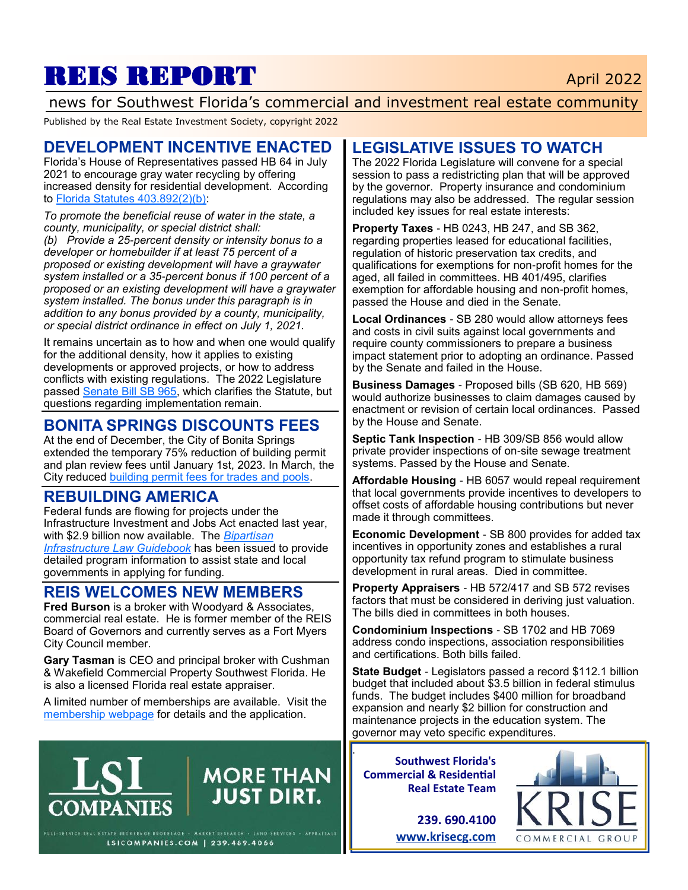# REIS REPORT

April 2022

news for Southwest Florida's commercial and investment real estate community

Published by the Real Estate Investment Society, copyright 2022

## DEVELOPMENT INCENTIVE ENACTED

Florida's House of Representatives passed HB 64 in July 2021 to encourage gray water recycling by offering increased density for residential development. According to Florida Statutes 403.892(2)(b):

*To promote the beneficial reuse of water in the state, a county, municipality, or special district shall:*
*(b) Provide a 25-percent density or intensity bonus to a developer or homebuilder if at least 75 percent of a proposed or existing development will have a graywater system installed or a 35-percent bonus if 100 percent of a proposed or an existing development will have a graywater system installed. The bonus under this paragraph is in addition to any bonus provided by a county, municipality, or special district ordinance in effect on July 1, 2021.*

It remains uncertain as to how and when one would qualify for the additional density, how it applies to existing developments or approved projects, or how to address conflicts with existing regulations. The 2022 Legislature passed Senate Bill SB 965, which clarifies the Statute, but questions regarding implementation remain.

## BONITA SPRINGS DISCOUNTS FEES

At the end of December, the City of Bonita Springs extended the temporary 75% reduction of building permit and plan review fees until January 1st, 2023. In March, the City reduced building permit fees for trades and pools.

## REBUILDING AMERICA

Federal funds are flowing for projects under the Infrastructure Investment and Jobs Act enacted last year, with $2.9 billion now available. The *Bipartisan Infrastructure Law Guidebook* has been issued to provide detailed program information to assist state and local governments in applying for funding.

## REIS WELCOMES NEW MEMBERS

**Fred Burson** is a broker with Woodyard & Associates, commercial real estate. He is former member of the REIS Board of Governors and currently serves as a Fort Myers City Council member.

**Gary Tasman** is CEO and principal broker with Cushman & Wakefield Commercial Property Southwest Florida. He is also a licensed Florida real estate appraiser.

A limited number of memberships are available. Visit the membership webpage for details and the application.

LSI COMPANIES — MORE THAN JUST DIRT.

FULL-SERVICE REAL ESTATE BROKERAGE • MARKET RESEARCH • LAND SERVICES • APPRAISALS
LSICOMPANIES.COM | 239.489.4066

## LEGISLATIVE ISSUES TO WATCH

The 2022 Florida Legislature will convene for a special session to pass a redistricting plan that will be approved by the governor. Property insurance and condominium regulations may also be addressed. The regular session included key issues for real estate interests:

**Property Taxes** - HB 0243, HB 247, and SB 362, regarding properties leased for educational facilities, regulation of historic preservation tax credits, and qualifications for exemptions for non-profit homes for the aged, all failed in committees. HB 401/495, clarifies exemption for affordable housing and non-profit homes, passed the House and died in the Senate.

**Local Ordinances** - SB 280 would allow attorneys fees and costs in civil suits against local governments and require county commissioners to prepare a business impact statement prior to adopting an ordinance. Passed by the Senate and failed in the House.

**Business Damages** - Proposed bills (SB 620, HB 569) would authorize businesses to claim damages caused by enactment or revision of certain local ordinances. Passed by the House and Senate.

**Septic Tank Inspection** - HB 309/SB 856 would allow private provider inspections of on-site sewage treatment systems. Passed by the House and Senate.

**Affordable Housing** - HB 6057 would repeal requirement that local governments provide incentives to developers to offset costs of affordable housing contributions but never made it through committees.

**Economic Development** - SB 800 provides for added tax incentives in opportunity zones and establishes a rural opportunity tax refund program to stimulate business development in rural areas. Died in committee.

**Property Appraisers** - HB 572/417 and SB 572 revises factors that must be considered in deriving just valuation. The bills died in committees in both houses.

**Condominium Inspections** - SB 1702 and HB 7069 address condo inspections, association responsibilities and certifications. Both bills failed.

**State Budget** - Legislators passed a record $112.1 billion budget that included about $3.5 billion in federal stimulus funds. The budget includes $400 million for broadband expansion and nearly $2 billion for construction and maintenance projects in the education system. The governor may veto specific expenditures.

**Southwest Florida's Commercial & Residential Real Estate Team**

**239. 690.4100**
**www.krisecg.com**

KRISE COMMERCIAL GROUP